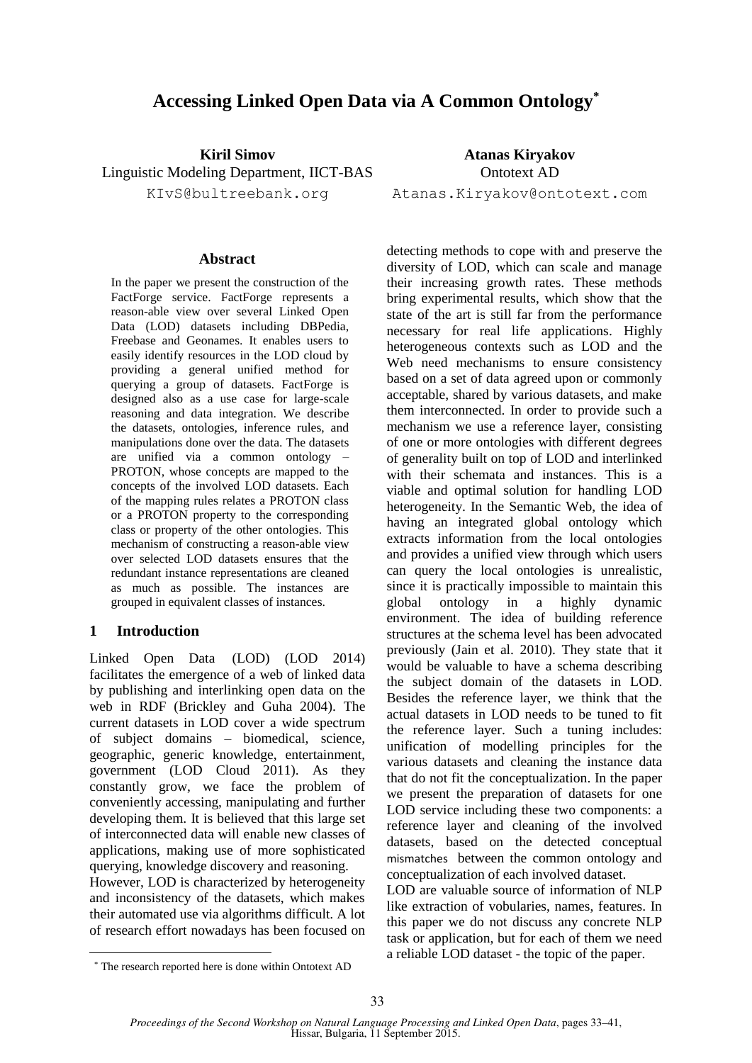# Accessing Linked Open Data via A Common Ontology*

**Kiril Simov**
Linguistic Modeling Department, IICT-BAS
KIvS@bultreebank.org

**Atanas Kiryakov**
Ontotext AD
Atanas.Kiryakov@ontotext.com

## Abstract

In the paper we present the construction of the FactForge service. FactForge represents a reason-able view over several Linked Open Data (LOD) datasets including DBPedia, Freebase and Geonames. It enables users to easily identify resources in the LOD cloud by providing a general unified method for querying a group of datasets. FactForge is designed also as a use case for large-scale reasoning and data integration. We describe the datasets, ontologies, inference rules, and manipulations done over the data. The datasets are unified via a common ontology – PROTON, whose concepts are mapped to the concepts of the involved LOD datasets. Each of the mapping rules relates a PROTON class or a PROTON property to the corresponding class or property of the other ontologies. This mechanism of constructing a reason-able view over selected LOD datasets ensures that the redundant instance representations are cleaned as much as possible. The instances are grouped in equivalent classes of instances.

## 1 Introduction

Linked Open Data (LOD) (LOD 2014) facilitates the emergence of a web of linked data by publishing and interlinking open data on the web in RDF (Brickley and Guha 2004). The current datasets in LOD cover a wide spectrum of subject domains – biomedical, science, geographic, generic knowledge, entertainment, government (LOD Cloud 2011). As they constantly grow, we face the problem of conveniently accessing, manipulating and further developing them. It is believed that this large set of interconnected data will enable new classes of applications, making use of more sophisticated querying, knowledge discovery and reasoning.

However, LOD is characterized by heterogeneity and inconsistency of the datasets, which makes their automated use via algorithms difficult. A lot of research effort nowadays has been focused on detecting methods to cope with and preserve the diversity of LOD, which can scale and manage their increasing growth rates. These methods bring experimental results, which show that the state of the art is still far from the performance necessary for real life applications. Highly heterogeneous contexts such as LOD and the Web need mechanisms to ensure consistency based on a set of data agreed upon or commonly acceptable, shared by various datasets, and make them interconnected. In order to provide such a mechanism we use a reference layer, consisting of one or more ontologies with different degrees of generality built on top of LOD and interlinked with their schemata and instances. This is a viable and optimal solution for handling LOD heterogeneity. In the Semantic Web, the idea of having an integrated global ontology which extracts information from the local ontologies and provides a unified view through which users can query the local ontologies is unrealistic, since it is practically impossible to maintain this global ontology in a highly dynamic environment. The idea of building reference structures at the schema level has been advocated previously (Jain et al. 2010). They state that it would be valuable to have a schema describing the subject domain of the datasets in LOD. Besides the reference layer, we think that the actual datasets in LOD needs to be tuned to fit the reference layer. Such a tuning includes: unification of modelling principles for the various datasets and cleaning the instance data that do not fit the conceptualization. In the paper we present the preparation of datasets for one LOD service including these two components: a reference layer and cleaning of the involved datasets, based on the detected conceptual mismatches between the common ontology and conceptualization of each involved dataset.

LOD are valuable source of information of NLP like extraction of vobularies, names, features. In this paper we do not discuss any concrete NLP task or application, but for each of them we need a reliable LOD dataset - the topic of the paper.

* The research reported here is done within Ontotext AD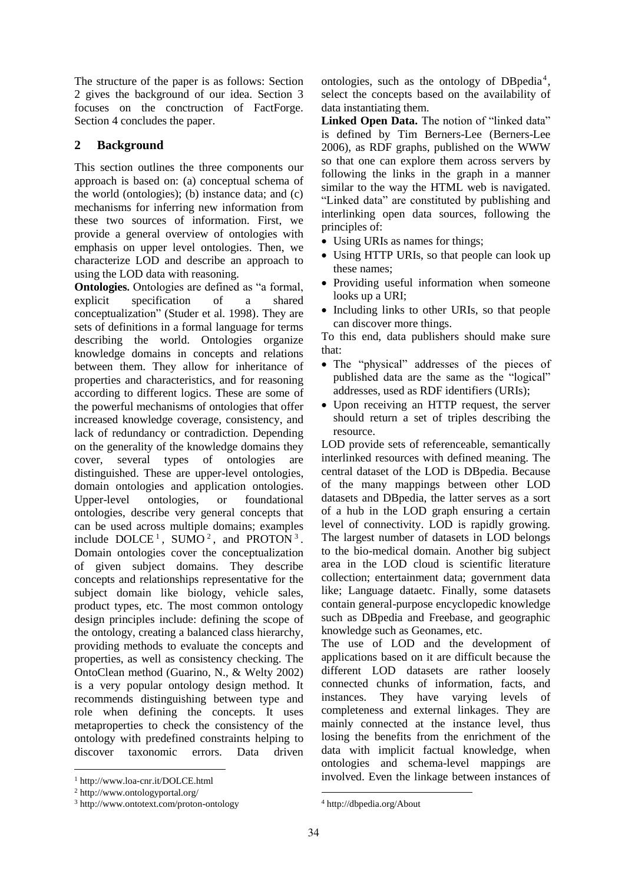The structure of the paper is as follows: Section 2 gives the background of our idea. Section 3 focuses on the conctruction of FactForge. Section 4 concludes the paper.

## 2 Background

This section outlines the three components our approach is based on: (a) conceptual schema of the world (ontologies); (b) instance data; and (c) mechanisms for inferring new information from these two sources of information. First, we provide a general overview of ontologies with emphasis on upper level ontologies. Then, we characterize LOD and describe an approach to using the LOD data with reasoning.

**Ontologies.** Ontologies are defined as "a formal, explicit specification of a shared conceptualization" (Studer et al. 1998). They are sets of definitions in a formal language for terms describing the world. Ontologies organize knowledge domains in concepts and relations between them. They allow for inheritance of properties and characteristics, and for reasoning according to different logics. These are some of the powerful mechanisms of ontologies that offer increased knowledge coverage, consistency, and lack of redundancy or contradiction. Depending on the generality of the knowledge domains they cover, several types of ontologies are distinguished. These are upper-level ontologies, domain ontologies and application ontologies. Upper-level ontologies, or foundational ontologies, describe very general concepts that can be used across multiple domains; examples include DOLCE[1], SUMO[2], and PROTON[3]. Domain ontologies cover the conceptualization of given subject domains. They describe concepts and relationships representative for the subject domain like biology, vehicle sales, product types, etc. The most common ontology design principles include: defining the scope of the ontology, creating a balanced class hierarchy, providing methods to evaluate the concepts and properties, as well as consistency checking. The OntoClean method (Guarino, N., & Welty 2002) is a very popular ontology design method. It recommends distinguishing between type and role when defining the concepts. It uses metaproperties to check the consistency of the ontology with predefined constraints helping to discover taxonomic errors. Data driven ontologies, such as the ontology of DBpedia[4], select the concepts based on the availability of data instantiating them.

**Linked Open Data.** The notion of "linked data" is defined by Tim Berners-Lee (Berners-Lee 2006), as RDF graphs, published on the WWW so that one can explore them across servers by following the links in the graph in a manner similar to the way the HTML web is navigated. "Linked data" are constituted by publishing and interlinking open data sources, following the principles of:

- Using URIs as names for things;
- Using HTTP URIs, so that people can look up these names;
- Providing useful information when someone looks up a URI;
- Including links to other URIs, so that people can discover more things.

To this end, data publishers should make sure that:

- The "physical" addresses of the pieces of published data are the same as the "logical" addresses, used as RDF identifiers (URIs);
- Upon receiving an HTTP request, the server should return a set of triples describing the resource.

LOD provide sets of referenceable, semantically interlinked resources with defined meaning. The central dataset of the LOD is DBpedia. Because of the many mappings between other LOD datasets and DBpedia, the latter serves as a sort of a hub in the LOD graph ensuring a certain level of connectivity. LOD is rapidly growing. The largest number of datasets in LOD belongs to the bio-medical domain. Another big subject area in the LOD cloud is scientific literature collection; entertainment data; government data like; Language dataetc. Finally, some datasets contain general-purpose encyclopedic knowledge such as DBpedia and Freebase, and geographic knowledge such as Geonames, etc.

The use of LOD and the development of applications based on it are difficult because the different LOD datasets are rather loosely connected chunks of information, facts, and instances. They have varying levels of completeness and external linkages. They are mainly connected at the instance level, thus losing the benefits from the enrichment of the data with implicit factual knowledge, when ontologies and schema-level mappings are involved. Even the linkage between instances of

[1] http://www.loa-cnr.it/DOLCE.html

[2] http://www.ontologyportal.org/

[3] http://www.ontotext.com/proton-ontology

[4] http://dbpedia.org/About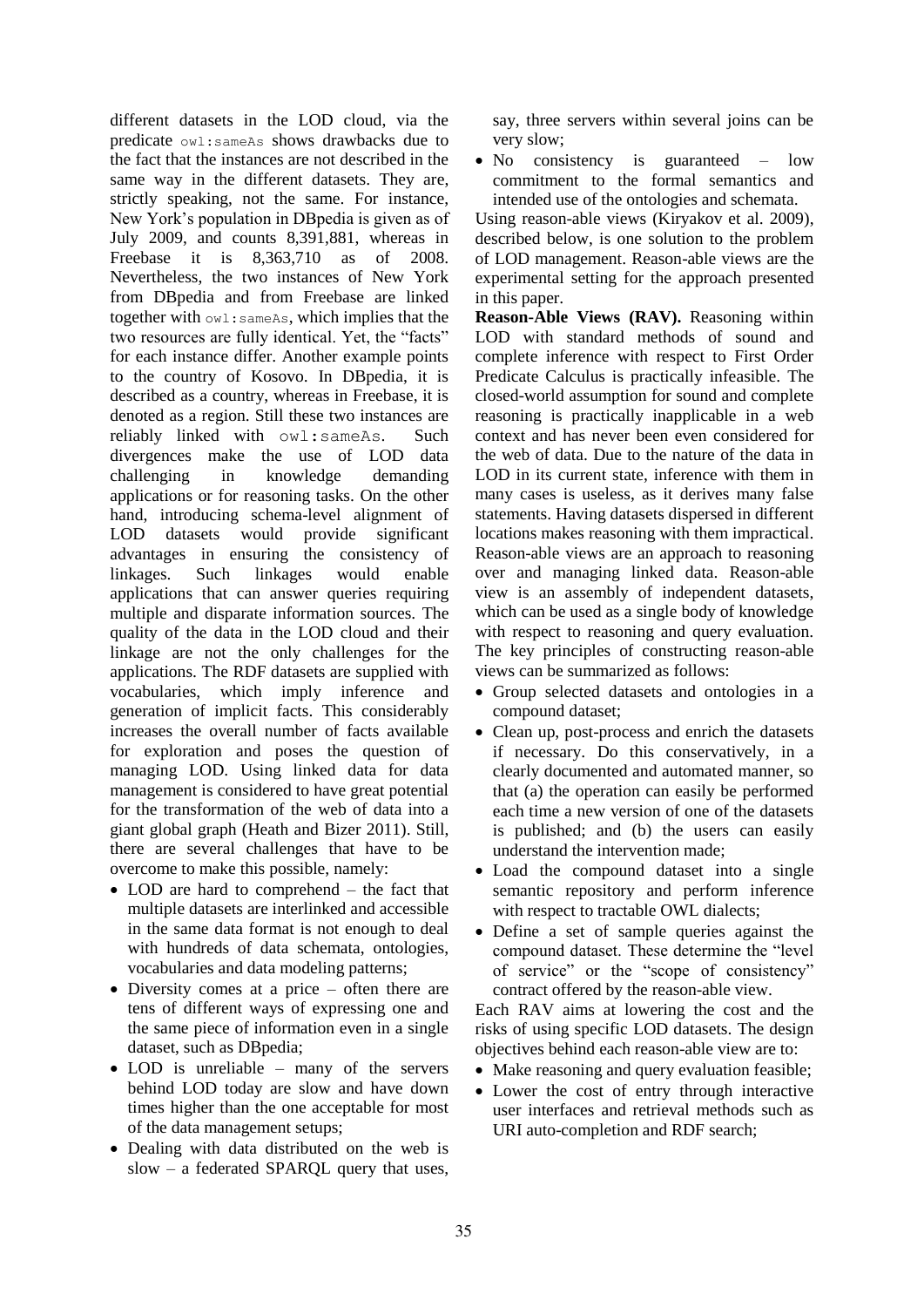different datasets in the LOD cloud, via the predicate `owl:sameAs` shows drawbacks due to the fact that the instances are not described in the same way in the different datasets. They are, strictly speaking, not the same. For instance, New York's population in DBpedia is given as of July 2009, and counts 8,391,881, whereas in Freebase it is 8,363,710 as of 2008. Nevertheless, the two instances of New York from DBpedia and from Freebase are linked together with `owl:sameAs`, which implies that the two resources are fully identical. Yet, the "facts" for each instance differ. Another example points to the country of Kosovo. In DBpedia, it is described as a country, whereas in Freebase, it is denoted as a region. Still these two instances are reliably linked with `owl:sameAs`. Such divergences make the use of LOD data challenging in knowledge demanding applications or for reasoning tasks. On the other hand, introducing schema-level alignment of LOD datasets would provide significant advantages in ensuring the consistency of linkages. Such linkages would enable applications that can answer queries requiring multiple and disparate information sources. The quality of the data in the LOD cloud and their linkage are not the only challenges for the applications. The RDF datasets are supplied with vocabularies, which imply inference and generation of implicit facts. This considerably increases the overall number of facts available for exploration and poses the question of managing LOD. Using linked data for data management is considered to have great potential for the transformation of the web of data into a giant global graph (Heath and Bizer 2011). Still, there are several challenges that have to be overcome to make this possible, namely:

- LOD are hard to comprehend – the fact that multiple datasets are interlinked and accessible in the same data format is not enough to deal with hundreds of data schemata, ontologies, vocabularies and data modeling patterns;
- Diversity comes at a price – often there are tens of different ways of expressing one and the same piece of information even in a single dataset, such as DBpedia;
- LOD is unreliable – many of the servers behind LOD today are slow and have down times higher than the one acceptable for most of the data management setups;
- Dealing with data distributed on the web is slow – a federated SPARQL query that uses, say, three servers within several joins can be very slow;
- No consistency is guaranteed – low commitment to the formal semantics and intended use of the ontologies and schemata.

Using reason-able views (Kiryakov et al. 2009), described below, is one solution to the problem of LOD management. Reason-able views are the experimental setting for the approach presented in this paper.

**Reason-Able Views (RAV).** Reasoning within LOD with standard methods of sound and complete inference with respect to First Order Predicate Calculus is practically infeasible. The closed-world assumption for sound and complete reasoning is practically inapplicable in a web context and has never been even considered for the web of data. Due to the nature of the data in LOD in its current state, inference with them in many cases is useless, as it derives many false statements. Having datasets dispersed in different locations makes reasoning with them impractical. Reason-able views are an approach to reasoning over and managing linked data. Reason-able view is an assembly of independent datasets, which can be used as a single body of knowledge with respect to reasoning and query evaluation. The key principles of constructing reason-able views can be summarized as follows:

- Group selected datasets and ontologies in a compound dataset;
- Clean up, post-process and enrich the datasets if necessary. Do this conservatively, in a clearly documented and automated manner, so that (a) the operation can easily be performed each time a new version of one of the datasets is published; and (b) the users can easily understand the intervention made;
- Load the compound dataset into a single semantic repository and perform inference with respect to tractable OWL dialects;
- Define a set of sample queries against the compound dataset. These determine the "level of service" or the "scope of consistency" contract offered by the reason-able view.

Each RAV aims at lowering the cost and the risks of using specific LOD datasets. The design objectives behind each reason-able view are to:

- Make reasoning and query evaluation feasible;
- Lower the cost of entry through interactive user interfaces and retrieval methods such as URI auto-completion and RDF search;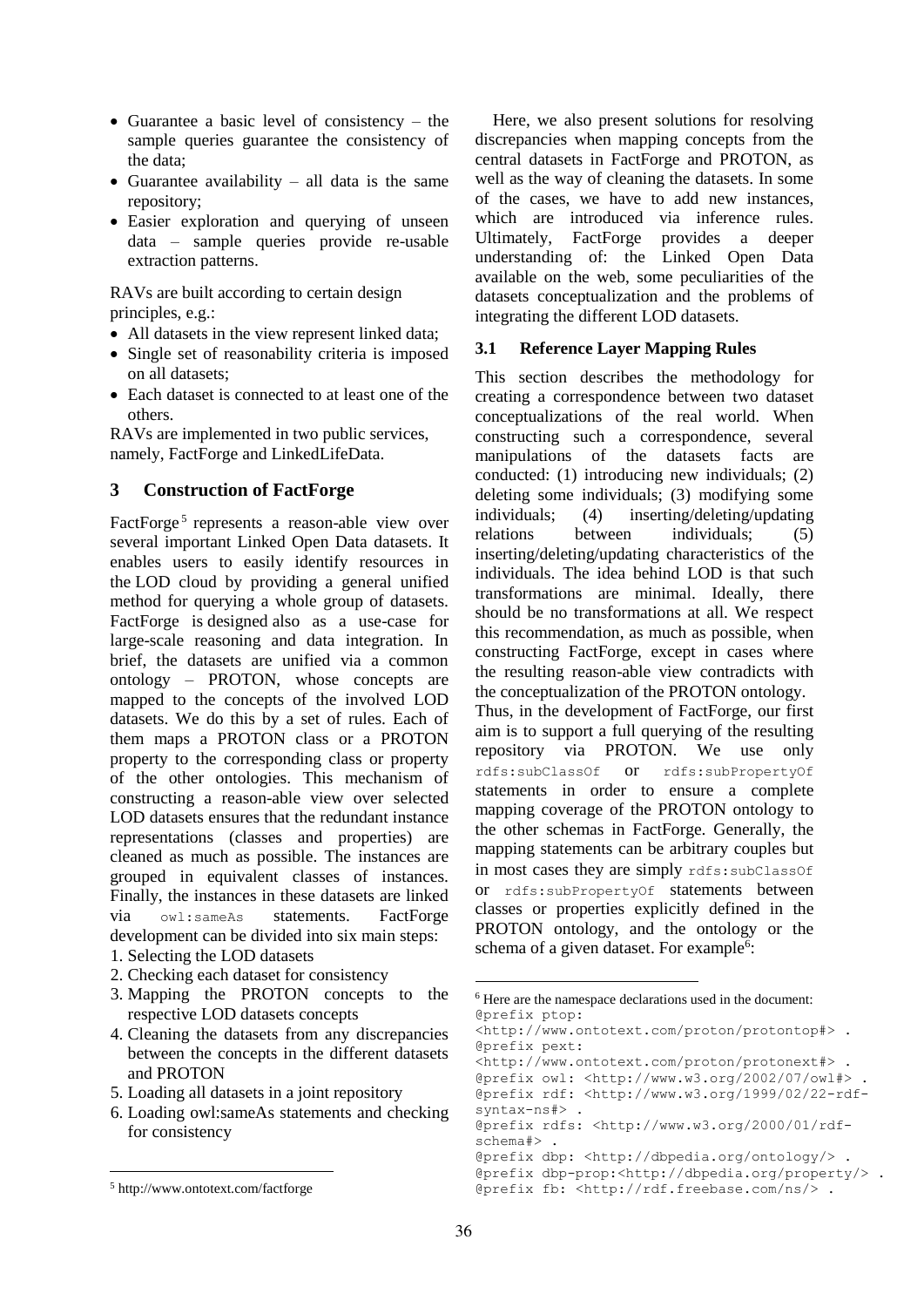- Guarantee a basic level of consistency – the sample queries guarantee the consistency of the data;
- Guarantee availability – all data is the same repository;
- Easier exploration and querying of unseen data – sample queries provide re-usable extraction patterns.

RAVs are built according to certain design principles, e.g.:

- All datasets in the view represent linked data;
- Single set of reasonability criteria is imposed on all datasets;
- Each dataset is connected to at least one of the others.

RAVs are implemented in two public services, namely, FactForge and LinkedLifeData.

## 3 Construction of FactForge

FactForge[5] represents a reason-able view over several important Linked Open Data datasets. It enables users to easily identify resources in the LOD cloud by providing a general unified method for querying a whole group of datasets. FactForge is designed also as a use-case for large-scale reasoning and data integration. In brief, the datasets are unified via a common ontology – PROTON, whose concepts are mapped to the concepts of the involved LOD datasets. We do this by a set of rules. Each of them maps a PROTON class or a PROTON property to the corresponding class or property of the other ontologies. This mechanism of constructing a reason-able view over selected LOD datasets ensures that the redundant instance representations (classes and properties) are cleaned as much as possible. The instances are grouped in equivalent classes of instances. Finally, the instances in these datasets are linked via `owl:sameAs` statements. FactForge development can be divided into six main steps:

1. Selecting the LOD datasets
2. Checking each dataset for consistency
3. Mapping the PROTON concepts to the respective LOD datasets concepts
4. Cleaning the datasets from any discrepancies between the concepts in the different datasets and PROTON
5. Loading all datasets in a joint repository
6. Loading owl:sameAs statements and checking for consistency

Here, we also present solutions for resolving discrepancies when mapping concepts from the central datasets in FactForge and PROTON, as well as the way of cleaning the datasets. In some of the cases, we have to add new instances, which are introduced via inference rules. Ultimately, FactForge provides a deeper understanding of: the Linked Open Data available on the web, some peculiarities of the datasets conceptualization and the problems of integrating the different LOD datasets.

### 3.1 Reference Layer Mapping Rules

This section describes the methodology for creating a correspondence between two dataset conceptualizations of the real world. When constructing such a correspondence, several manipulations of the datasets facts are conducted: (1) introducing new individuals; (2) deleting some individuals; (3) modifying some individuals; (4) inserting/deleting/updating relations between individuals; (5) inserting/deleting/updating characteristics of the individuals. The idea behind LOD is that such transformations are minimal. Ideally, there should be no transformations at all. We respect this recommendation, as much as possible, when constructing FactForge, except in cases where the resulting reason-able view contradicts with the conceptualization of the PROTON ontology.

Thus, in the development of FactForge, our first aim is to support a full querying of the resulting repository via PROTON. We use only `rdfs:subClassOf` or `rdfs:subPropertyOf` statements in order to ensure a complete mapping coverage of the PROTON ontology to the other schemas in FactForge. Generally, the mapping statements can be arbitrary couples but in most cases they are simply `rdfs:subClassOf` or `rdfs:subPropertyOf` statements between classes or properties explicitly defined in the PROTON ontology, and the ontology or the schema of a given dataset. For example[6]:

---

[5] http://www.ontotext.com/factforge

[6] Here are the namespace declarations used in the document:

```
@prefix ptop:
<http://www.ontotext.com/proton/protontop#> .
@prefix pext:
<http://www.ontotext.com/proton/protonext#> .
@prefix owl: <http://www.w3.org/2002/07/owl#> .
@prefix rdf: <http://www.w3.org/1999/02/22-rdf-syntax-ns#> .
@prefix rdfs: <http://www.w3.org/2000/01/rdf-schema#> .
@prefix dbp: <http://dbpedia.org/ontology/> .
@prefix dbp-prop:<http://dbpedia.org/property/> .
@prefix fb: <http://rdf.freebase.com/ns/> .
```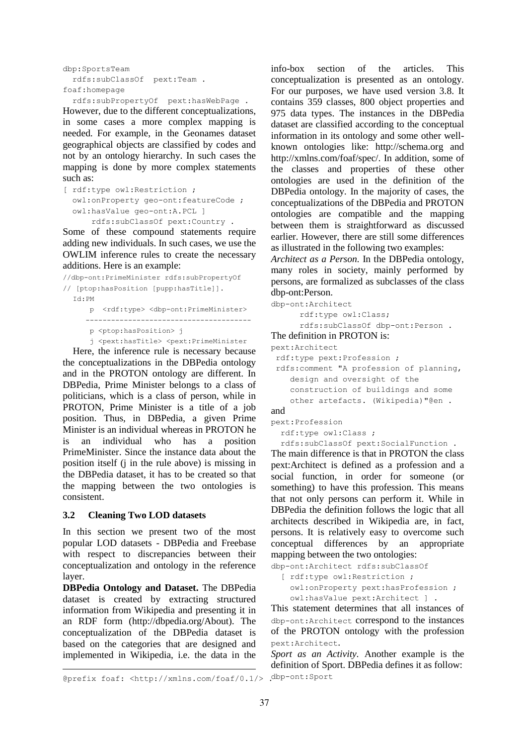```
dbp:SportsTeam
  rdfs:subClassOf  pext:Team .
foaf:homepage
  rdfs:subPropertyOf  pext:hasWebPage .
```

However, due to the different conceptualizations, in some cases a more complex mapping is needed. For example, in the Geonames dataset geographical objects are classified by codes and not by an ontology hierarchy. In such cases the mapping is done by more complex statements such as:

```
[ rdf:type owl:Restriction ;
  owl:onProperty geo-ont:featureCode ;
  owl:hasValue geo-ont:A.PCL ]
      rdfs:subClassOf pext:Country .
```

Some of these compound statements require adding new individuals. In such cases, we use the OWLIM inference rules to create the necessary additions. Here is an example:

```
//dbp-ont:PrimeMinister rdfs:subPropertyOf
// [ptop:hasPosition [pupp:hasTitle]].
  Id:PM
     p  <rdf:type> <dbp-ont:PrimeMinister>
    ---------------------------------------
     p <ptop:hasPosition> j
     j <pext:hasTitle> <pext:PrimeMinister
```

Here, the inference rule is necessary because the conceptualizations in the DBPedia ontology and in the PROTON ontology are different. In DBPedia, Prime Minister belongs to a class of politicians, which is a class of person, while in PROTON, Prime Minister is a title of a job position. Thus, in DBPedia, a given Prime Minister is an individual whereas in PROTON he is an individual who has a position PrimeMinister. Since the instance data about the position itself (j in the rule above) is missing in the DBPedia dataset, it has to be created so that the mapping between the two ontologies is consistent.

### 3.2 Cleaning Two LOD datasets

In this section we present two of the most popular LOD datasets - DBPedia and Freebase with respect to discrepancies between their conceptualization and ontology in the reference layer.

**DBPedia Ontology and Dataset.** The DBPedia dataset is created by extracting structured information from Wikipedia and presenting it in an RDF form (http://dbpedia.org/About). The conceptualization of the DBPedia dataset is based on the categories that are designed and implemented in Wikipedia, i.e. the data in the info-box section of the articles. This conceptualization is presented as an ontology. For our purposes, we have used version 3.8. It contains 359 classes, 800 object properties and 975 data types. The instances in the DBPedia dataset are classified according to the conceptual information in its ontology and some other well-known ontologies like: http://schema.org and http://xmlns.com/foaf/spec/. In addition, some of the classes and properties of these other ontologies are used in the definition of the DBPedia ontology. In the majority of cases, the conceptualizations of the DBPedia and PROTON ontologies are compatible and the mapping between them is straightforward as discussed earlier. However, there are still some differences as illustrated in the following two examples:

*Architect as a Person.* In the DBPedia ontology, many roles in society, mainly performed by persons, are formalized as subclasses of the class dbp-ont:Person.

```
dbp-ont:Architect
      rdf:type owl:Class;
      rdfs:subClassOf dbp-ont:Person .
```

The definition in PROTON is:

```
pext:Architect
 rdf:type pext:Profession ;
 rdfs:comment "A profession of planning,
    design and oversight of the
    construction of buildings and some
    other artefacts. (Wikipedia)"@en .
```

and

```
pext:Profession
  rdf:type owl:Class ;
  rdfs:subClassOf pext:SocialFunction .
```

The main difference is that in PROTON the class pext:Architect is defined as a profession and a social function, in order for someone (or something) to have this profession. This means that not only persons can perform it. While in DBPedia the definition follows the logic that all architects described in Wikipedia are, in fact, persons. It is relatively easy to overcome such conceptual differences by an appropriate mapping between the two ontologies:

```
dbp-ont:Architect rdfs:subClassOf
  [ rdf:type owl:Restriction ;
    owl:onProperty pext:hasProfession ;
    owl:hasValue pext:Architect ] .
```

This statement determines that all instances of `dbp-ont:Architect` correspond to the instances of the PROTON ontology with the profession `pext:Architect`.

*Sport as an Activity.* Another example is the definition of Sport. DBPedia defines it as follow:

```
dbp-ont:Sport
```

---

@prefix foaf: <http://xmlns.com/foaf/0.1/> .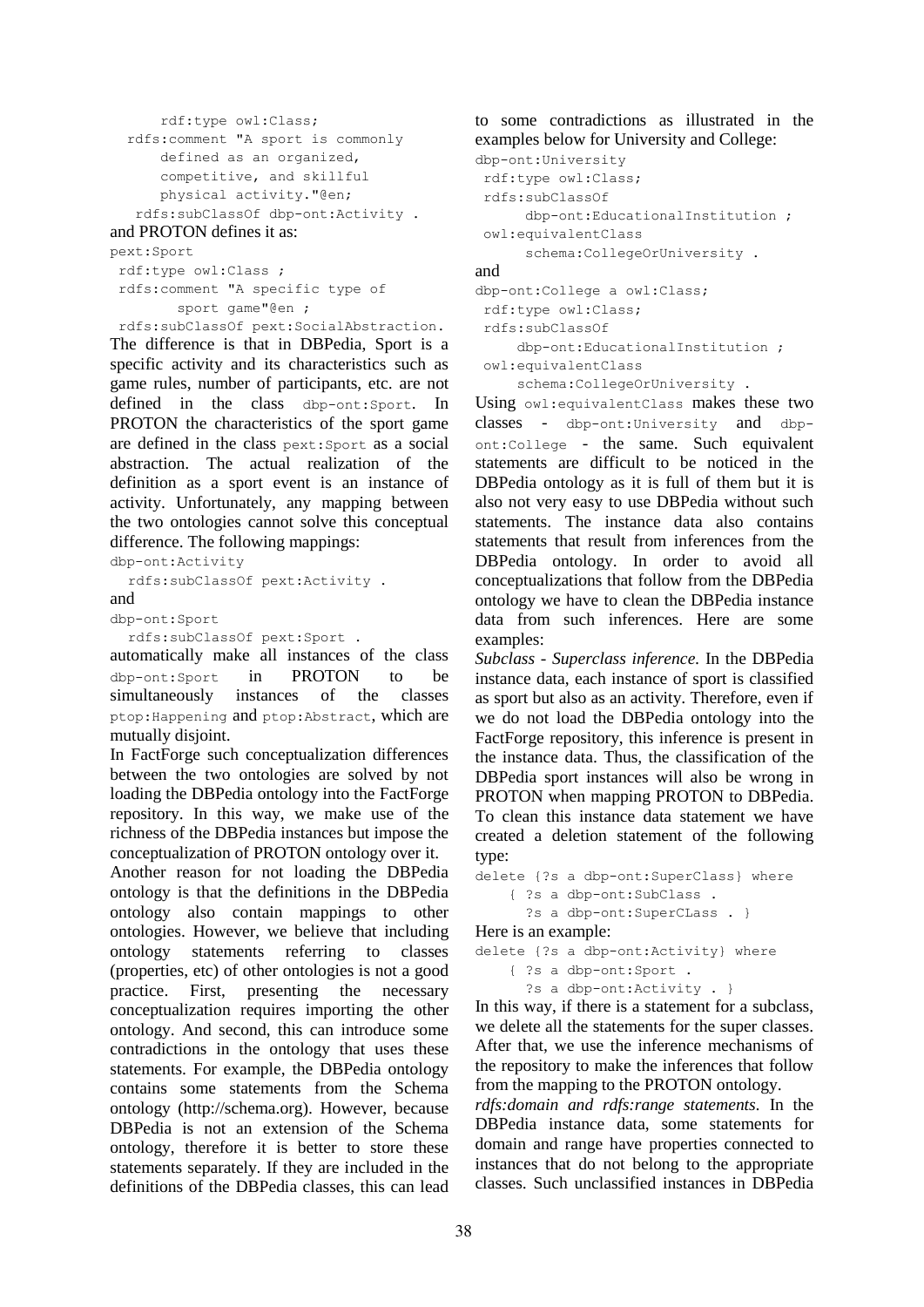```
    rdf:type owl:Class;
  rdfs:comment "A sport is commonly
    defined as an organized,
    competitive, and skillful
    physical activity."@en;
  rdfs:subClassOf dbp-ont:Activity .
```

and PROTON defines it as:

```
pext:Sport
 rdf:type owl:Class ;
 rdfs:comment "A specific type of
       sport game"@en ;
 rdfs:subClassOf pext:SocialAbstraction.
```

The difference is that in DBPedia, Sport is a specific activity and its characteristics such as game rules, number of participants, etc. are not defined in the class `dbp-ont:Sport`. In PROTON the characteristics of the sport game are defined in the class `pext:Sport` as a social abstraction. The actual realization of the definition as a sport event is an instance of activity. Unfortunately, any mapping between the two ontologies cannot solve this conceptual difference. The following mappings:

```
dbp-ont:Activity
  rdfs:subClassOf pext:Activity .
```

and

```
dbp-ont:Sport
  rdfs:subClassOf pext:Sport .
```

automatically make all instances of the class `dbp-ont:Sport` in PROTON to be simultaneously instances of the classes `ptop:Happening` and `ptop:Abstract`, which are mutually disjoint.

In FactForge such conceptualization differences between the two ontologies are solved by not loading the DBPedia ontology into the FactForge repository. In this way, we make use of the richness of the DBPedia instances but impose the conceptualization of PROTON ontology over it.

Another reason for not loading the DBPedia ontology is that the definitions in the DBPedia ontology also contain mappings to other ontologies. However, we believe that including ontology statements referring to classes (properties, etc) of other ontologies is not a good practice. First, presenting the necessary conceptualization requires importing the other ontology. And second, this can introduce some contradictions in the ontology that uses these statements. For example, the DBPedia ontology contains some statements from the Schema ontology (http://schema.org). However, because DBPedia is not an extension of the Schema ontology, therefore it is better to store these statements separately. If they are included in the definitions of the DBPedia classes, this can lead to some contradictions as illustrated in the examples below for University and College:

```
dbp-ont:University
 rdf:type owl:Class;
 rdfs:subClassOf
     dbp-ont:EducationalInstitution ;
 owl:equivalentClass
     schema:CollegeOrUniversity .
```

and

```
dbp-ont:College a owl:Class;
 rdf:type owl:Class;
 rdfs:subClassOf
    dbp-ont:EducationalInstitution ;
 owl:equivalentClass
    schema:CollegeOrUniversity .
```

Using `owl:equivalentClass` makes these two classes - `dbp-ont:University` and `dbp-ont:College` - the same. Such equivalent statements are difficult to be noticed in the DBPedia ontology as it is full of them but it is also not very easy to use DBPedia without such statements. The instance data also contains statements that result from inferences from the DBPedia ontology. In order to avoid all conceptualizations that follow from the DBPedia ontology we have to clean the DBPedia instance data from such inferences. Here are some examples:

*Subclass - Superclass inference.* In the DBPedia instance data, each instance of sport is classified as sport but also as an activity. Therefore, even if we do not load the DBPedia ontology into the FactForge repository, this inference is present in the instance data. Thus, the classification of the DBPedia sport instances will also be wrong in PROTON when mapping PROTON to DBPedia. To clean this instance data statement we have created a deletion statement of the following type:

```
delete {?s a dbp-ont:SuperClass} where
    { ?s a dbp-ont:SubClass .
      ?s a dbp-ont:SuperCLass . }
```

Here is an example:

```
delete {?s a dbp-ont:Activity} where
    { ?s a dbp-ont:Sport .
      ?s a dbp-ont:Activity . }
```

In this way, if there is a statement for a subclass, we delete all the statements for the super classes. After that, we use the inference mechanisms of the repository to make the inferences that follow from the mapping to the PROTON ontology.

*rdfs:domain and rdfs:range statements.* In the DBPedia instance data, some statements for domain and range have properties connected to instances that do not belong to the appropriate classes. Such unclassified instances in DBPedia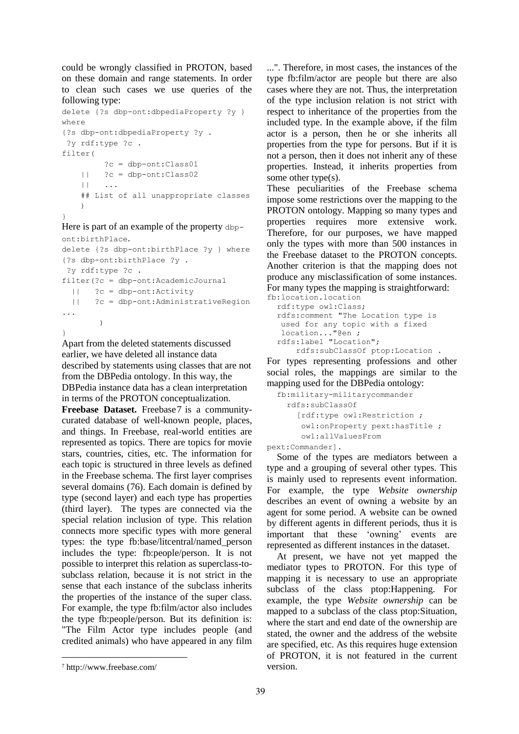could be wrongly classified in PROTON, based on these domain and range statements. In order to clean such cases we use queries of the following type:

```
delete {?s dbp-ont:dbpediaProperty ?y }
where
{?s dbp-ont:dbpediaProperty ?y .
 ?y rdf:type ?c .
filter(
        ?c = dbp-ont:Class01
    ||   ?c = dbp-ont:Class02
    ||   ...
    ## List of all unappropriate classes
    )
}
```

Here is part of an example of the property `dbp-ont:birthPlace`.

```
delete {?s dbp-ont:birthPlace ?y } where
{?s dbp-ont:birthPlace ?y .
 ?y rdf:type ?c .
filter(?c = dbp-ont:AcademicJournal
  ||   ?c = dbp-ont:Activity
  ||   ?c = dbp-ont:AdministrativeRegion
...
        )
}
```

Apart from the deleted statements discussed earlier, we have deleted all instance data described by statements using classes that are not from the DBPedia ontology. In this way, the DBPedia instance data has a clean interpretation in terms of the PROTON conceptualization.

**Freebase Dataset.** Freebase[7] is a community-curated database of well-known people, places, and things. In Freebase, real-world entities are represented as topics. There are topics for movie stars, countries, cities, etc. The information for each topic is structured in three levels as defined in the Freebase schema. The first layer comprises several domains (76). Each domain is defined by type (second layer) and each type has properties (third layer). The types are connected via the special relation inclusion of type. This relation connects more specific types with more general types: the type fb:base/litcentral/named_person includes the type: fb:people/person. It is not possible to interpret this relation as superclass-to-subclass relation, because it is not strict in the sense that each instance of the subclass inherits the properties of the instance of the super class. For example, the type fb:film/actor also includes the type fb:people/person. But its definition is: "The Film Actor type includes people (and credited animals) who have appeared in any film ...". Therefore, in most cases, the instances of the type fb:film/actor are people but there are also cases where they are not. Thus, the interpretation of the type inclusion relation is not strict with respect to inheritance of the properties from the included type. In the example above, if the film actor is a person, then he or she inherits all properties from the type for persons. But if it is not a person, then it does not inherit any of these properties. Instead, it inherits properties from some other type(s).

These peculiarities of the Freebase schema impose some restrictions over the mapping to the PROTON ontology. Mapping so many types and properties requires more extensive work. Therefore, for our purposes, we have mapped only the types with more than 500 instances in the Freebase dataset to the PROTON concepts. Another criterion is that the mapping does not produce any misclassification of some instances. For many types the mapping is straightforward:

```
fb:location.location
  rdf:type owl:Class;
  rdfs:comment "The Location type is
   used for any topic with a fixed
   location..."@en ;
  rdfs:label "Location";
      rdfs:subClassOf ptop:Location .
```

For types representing professions and other social roles, the mappings are similar to the mapping used for the DBPedia ontology:

```
  fb:military-militarycommander
    rdfs:subClassOf
      [rdf:type owl:Restriction ;
       owl:onProperty pext:hasTitle ;
       owl:allValuesFrom
pext:Commander].
```

Some of the types are mediators between a type and a grouping of several other types. This is mainly used to represents event information. For example, the type *Website ownership* describes an event of owning a website by an agent for some period. A website can be owned by different agents in different periods, thus it is important that these 'owning' events are represented as different instances in the dataset.

At present, we have not yet mapped the mediator types to PROTON. For this type of mapping it is necessary to use an appropriate subclass of the class ptop:Happening. For example, the type *Website ownership* can be mapped to a subclass of the class ptop:Situation, where the start and end date of the ownership are stated, the owner and the address of the website are specified, etc. As this requires huge extension of PROTON, it is not featured in the current version.

[7] http://www.freebase.com/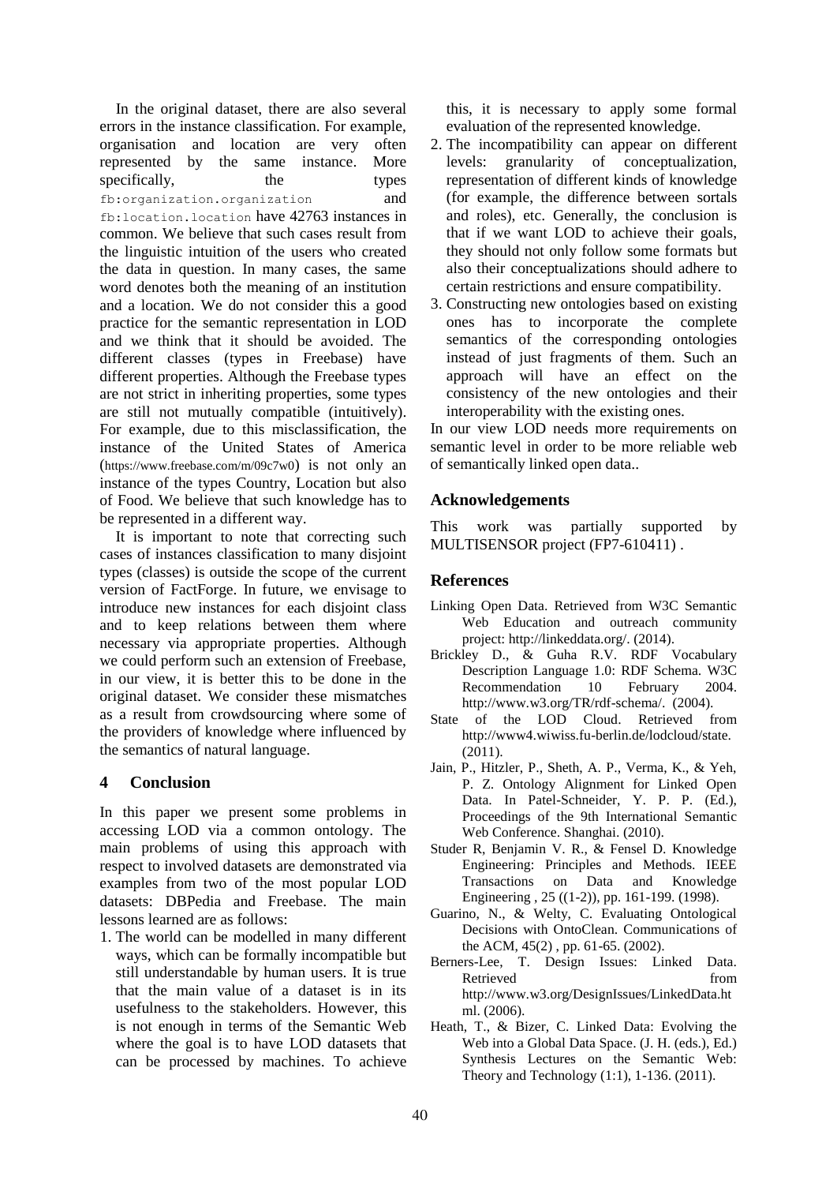In the original dataset, there are also several errors in the instance classification. For example, organisation and location are very often represented by the same instance. More specifically, the types `fb:organization.organization` and `fb:location.location` have 42763 instances in common. We believe that such cases result from the linguistic intuition of the users who created the data in question. In many cases, the same word denotes both the meaning of an institution and a location. We do not consider this a good practice for the semantic representation in LOD and we think that it should be avoided. The different classes (types in Freebase) have different properties. Although the Freebase types are not strict in inheriting properties, some types are still not mutually compatible (intuitively). For example, due to this misclassification, the instance of the United States of America (https://www.freebase.com/m/09c7w0) is not only an instance of the types Country, Location but also of Food. We believe that such knowledge has to be represented in a different way.

It is important to note that correcting such cases of instances classification to many disjoint types (classes) is outside the scope of the current version of FactForge. In future, we envisage to introduce new instances for each disjoint class and to keep relations between them where necessary via appropriate properties. Although we could perform such an extension of Freebase, in our view, it is better this to be done in the original dataset. We consider these mismatches as a result from crowdsourcing where some of the providers of knowledge where influenced by the semantics of natural language.

## 4 Conclusion

In this paper we present some problems in accessing LOD via a common ontology. The main problems of using this approach with respect to involved datasets are demonstrated via examples from two of the most popular LOD datasets: DBPedia and Freebase. The main lessons learned are as follows:

1. The world can be modelled in many different ways, which can be formally incompatible but still understandable by human users. It is true that the main value of a dataset is in its usefulness to the stakeholders. However, this is not enough in terms of the Semantic Web where the goal is to have LOD datasets that can be processed by machines. To achieve this, it is necessary to apply some formal evaluation of the represented knowledge.
2. The incompatibility can appear on different levels: granularity of conceptualization, representation of different kinds of knowledge (for example, the difference between sortals and roles), etc. Generally, the conclusion is that if we want LOD to achieve their goals, they should not only follow some formats but also their conceptualizations should adhere to certain restrictions and ensure compatibility.
3. Constructing new ontologies based on existing ones has to incorporate the complete semantics of the corresponding ontologies instead of just fragments of them. Such an approach will have an effect on the consistency of the new ontologies and their interoperability with the existing ones.

In our view LOD needs more requirements on semantic level in order to be more reliable web of semantically linked open data..

## Acknowledgements

This work was partially supported by MULTISENSOR project (FP7-610411) .

## References

Linking Open Data. Retrieved from W3C Semantic Web Education and outreach community project: http://linkeddata.org/. (2014).

Brickley D., & Guha R.V. RDF Vocabulary Description Language 1.0: RDF Schema. W3C Recommendation 10 February 2004. http://www.w3.org/TR/rdf-schema/. (2004).

State of the LOD Cloud. Retrieved from http://www4.wiwiss.fu-berlin.de/lodcloud/state. (2011).

Jain, P., Hitzler, P., Sheth, A. P., Verma, K., & Yeh, P. Z. Ontology Alignment for Linked Open Data. In Patel-Schneider, Y. P. P. (Ed.), Proceedings of the 9th International Semantic Web Conference. Shanghai. (2010).

Studer R, Benjamin V. R., & Fensel D. Knowledge Engineering: Principles and Methods. IEEE Transactions on Data and Knowledge Engineering , 25 ((1-2)), pp. 161-199. (1998).

Guarino, N., & Welty, C. Evaluating Ontological Decisions with OntoClean. Communications of the ACM, 45(2) , pp. 61-65. (2002).

Berners-Lee, T. Design Issues: Linked Data. Retrieved from http://www.w3.org/DesignIssues/LinkedData.html. (2006).

Heath, T., & Bizer, C. Linked Data: Evolving the Web into a Global Data Space. (J. H. (eds.), Ed.) Synthesis Lectures on the Semantic Web: Theory and Technology (1:1), 1-136. (2011).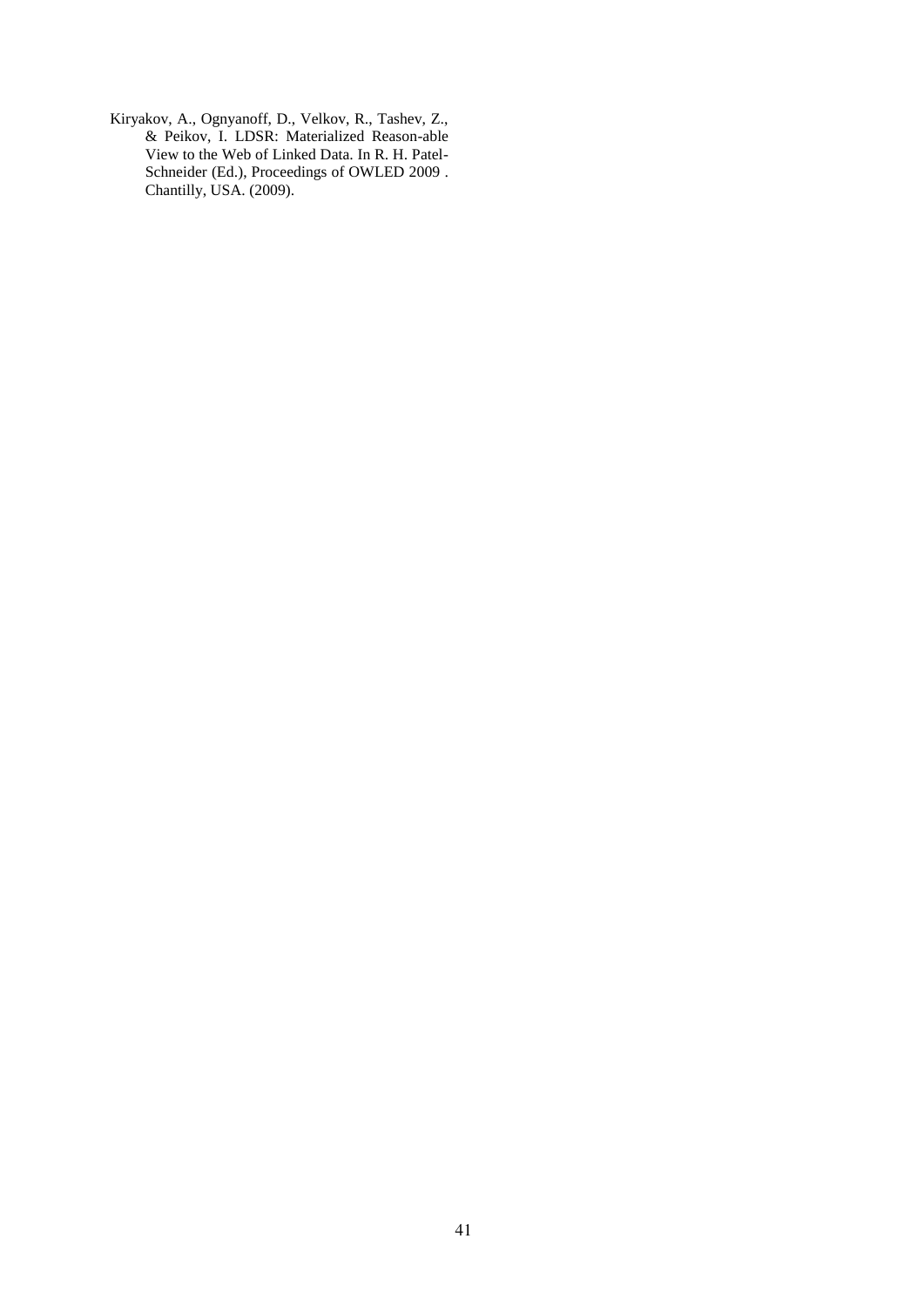Kiryakov, A., Ognyanoff, D., Velkov, R., Tashev, Z., & Peikov, I. LDSR: Materialized Reason-able View to the Web of Linked Data. In R. H. Patel-Schneider (Ed.), Proceedings of OWLED 2009 . Chantilly, USA. (2009).